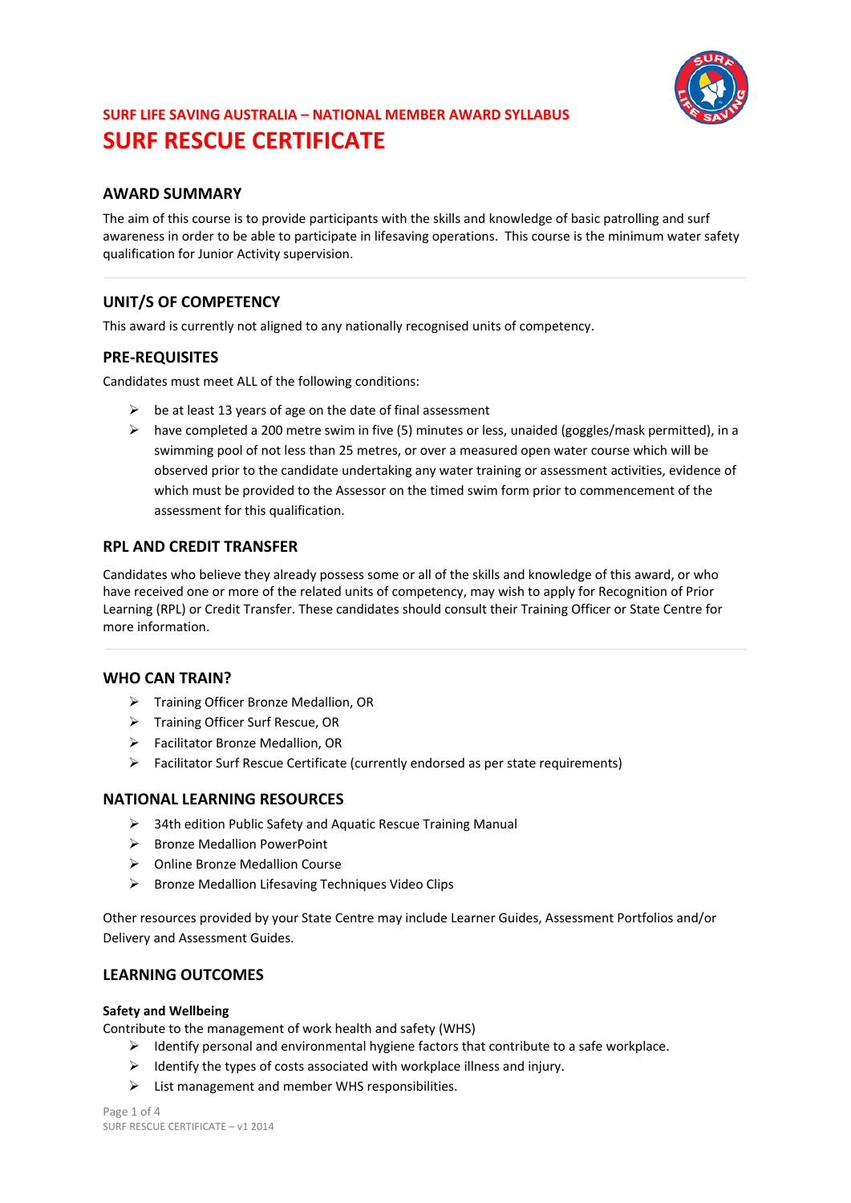SURF LIFE SAVING AUSTRALIA – NATIONAL MEMBER AWARD SYLLABUS

# SURF RESCUE CERTIFICATE

## AWARD SUMMARY

The aim of this course is to provide participants with the skills and knowledge of basic patrolling and surf awareness in order to be able to participate in lifesaving operations. This course is the minimum water safety qualification for Junior Activity supervision.

## UNIT/S OF COMPETENCY

This award is currently not aligned to any nationally recognised units of competency.

## PRE-REQUISITES

Candidates must meet ALL of the following conditions:

- be at least 13 years of age on the date of final assessment
- have completed a 200 metre swim in five (5) minutes or less, unaided (goggles/mask permitted), in a swimming pool of not less than 25 metres, or over a measured open water course which will be observed prior to the candidate undertaking any water training or assessment activities, evidence of which must be provided to the Assessor on the timed swim form prior to commencement of the assessment for this qualification.

## RPL AND CREDIT TRANSFER

Candidates who believe they already possess some or all of the skills and knowledge of this award, or who have received one or more of the related units of competency, may wish to apply for Recognition of Prior Learning (RPL) or Credit Transfer. These candidates should consult their Training Officer or State Centre for more information.

## WHO CAN TRAIN?

- Training Officer Bronze Medallion, OR
- Training Officer Surf Rescue, OR
- Facilitator Bronze Medallion, OR
- Facilitator Surf Rescue Certificate (currently endorsed as per state requirements)

## NATIONAL LEARNING RESOURCES

- 34th edition Public Safety and Aquatic Rescue Training Manual
- Bronze Medallion PowerPoint
- Online Bronze Medallion Course
- Bronze Medallion Lifesaving Techniques Video Clips

Other resources provided by your State Centre may include Learner Guides, Assessment Portfolios and/or Delivery and Assessment Guides.

## LEARNING OUTCOMES

**Safety and Wellbeing**

Contribute to the management of work health and safety (WHS)

- Identify personal and environmental hygiene factors that contribute to a safe workplace.
- Identify the types of costs associated with workplace illness and injury.
- List management and member WHS responsibilities.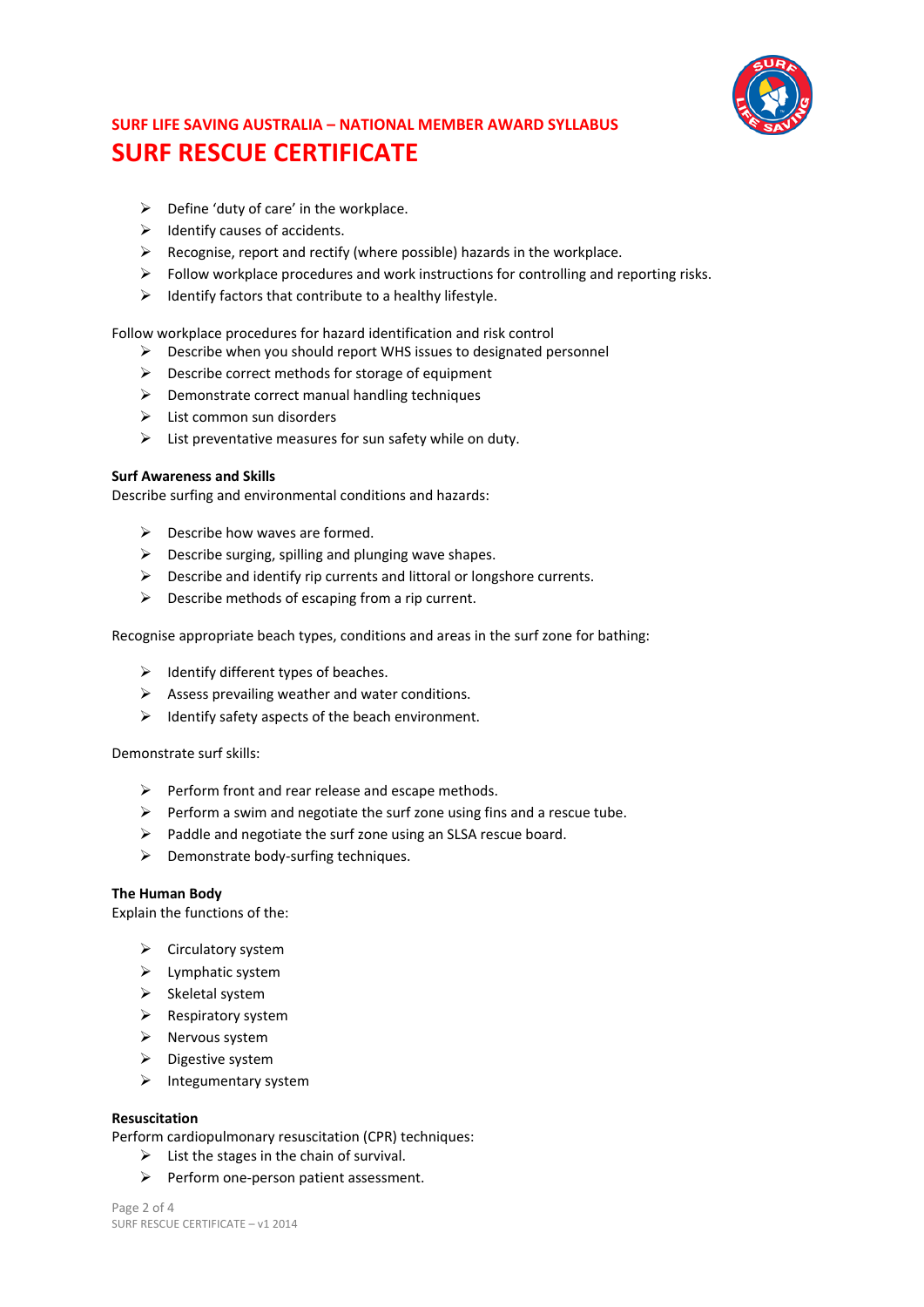- Define ‘duty of care’ in the workplace.
- Identify causes of accidents.
- Recognise, report and rectify (where possible) hazards in the workplace.
- Follow workplace procedures and work instructions for controlling and reporting risks.
- Identify factors that contribute to a healthy lifestyle.

Follow workplace procedures for hazard identification and risk control

- Describe when you should report WHS issues to designated personnel
- Describe correct methods for storage of equipment
- Demonstrate correct manual handling techniques
- List common sun disorders
- List preventative measures for sun safety while on duty.

**Surf Awareness and Skills**

Describe surfing and environmental conditions and hazards:

- Describe how waves are formed.
- Describe surging, spilling and plunging wave shapes.
- Describe and identify rip currents and littoral or longshore currents.
- Describe methods of escaping from a rip current.

Recognise appropriate beach types, conditions and areas in the surf zone for bathing:

- Identify different types of beaches.
- Assess prevailing weather and water conditions.
- Identify safety aspects of the beach environment.

Demonstrate surf skills:

- Perform front and rear release and escape methods.
- Perform a swim and negotiate the surf zone using fins and a rescue tube.
- Paddle and negotiate the surf zone using an SLSA rescue board.
- Demonstrate body-surfing techniques.

**The Human Body**

Explain the functions of the:

- Circulatory system
- Lymphatic system
- Skeletal system
- Respiratory system
- Nervous system
- Digestive system
- Integumentary system

**Resuscitation**

Perform cardiopulmonary resuscitation (CPR) techniques:

- List the stages in the chain of survival.
- Perform one-person patient assessment.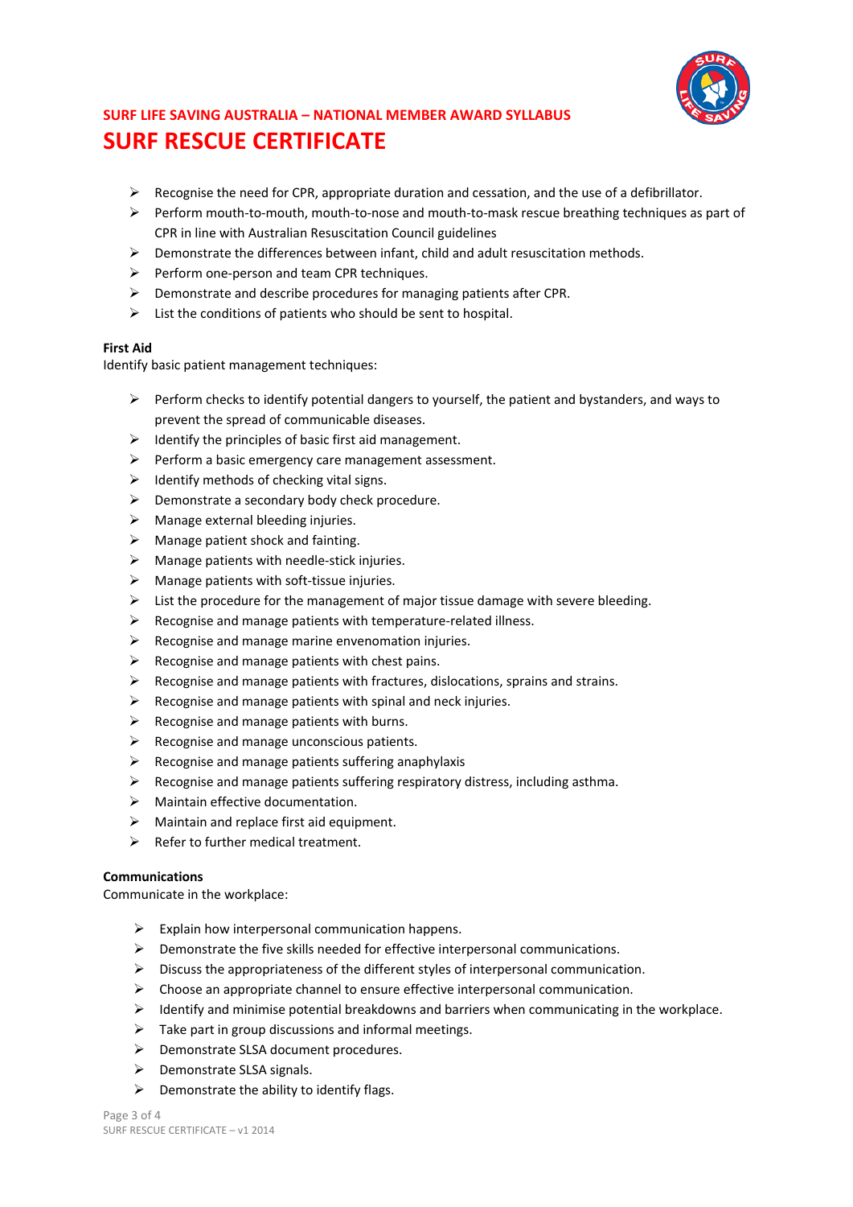- Recognise the need for CPR, appropriate duration and cessation, and the use of a defibrillator.
- Perform mouth-to-mouth, mouth-to-nose and mouth-to-mask rescue breathing techniques as part of CPR in line with Australian Resuscitation Council guidelines
- Demonstrate the differences between infant, child and adult resuscitation methods.
- Perform one-person and team CPR techniques.
- Demonstrate and describe procedures for managing patients after CPR.
- List the conditions of patients who should be sent to hospital.

**First Aid**

Identify basic patient management techniques:

- Perform checks to identify potential dangers to yourself, the patient and bystanders, and ways to prevent the spread of communicable diseases.
- Identify the principles of basic first aid management.
- Perform a basic emergency care management assessment.
- Identify methods of checking vital signs.
- Demonstrate a secondary body check procedure.
- Manage external bleeding injuries.
- Manage patient shock and fainting.
- Manage patients with needle-stick injuries.
- Manage patients with soft-tissue injuries.
- List the procedure for the management of major tissue damage with severe bleeding.
- Recognise and manage patients with temperature-related illness.
- Recognise and manage marine envenomation injuries.
- Recognise and manage patients with chest pains.
- Recognise and manage patients with fractures, dislocations, sprains and strains.
- Recognise and manage patients with spinal and neck injuries.
- Recognise and manage patients with burns.
- Recognise and manage unconscious patients.
- Recognise and manage patients suffering anaphylaxis
- Recognise and manage patients suffering respiratory distress, including asthma.
- Maintain effective documentation.
- Maintain and replace first aid equipment.
- Refer to further medical treatment.

**Communications**

Communicate in the workplace:

- Explain how interpersonal communication happens.
- Demonstrate the five skills needed for effective interpersonal communications.
- Discuss the appropriateness of the different styles of interpersonal communication.
- Choose an appropriate channel to ensure effective interpersonal communication.
- Identify and minimise potential breakdowns and barriers when communicating in the workplace.
- Take part in group discussions and informal meetings.
- Demonstrate SLSA document procedures.
- Demonstrate SLSA signals.
- Demonstrate the ability to identify flags.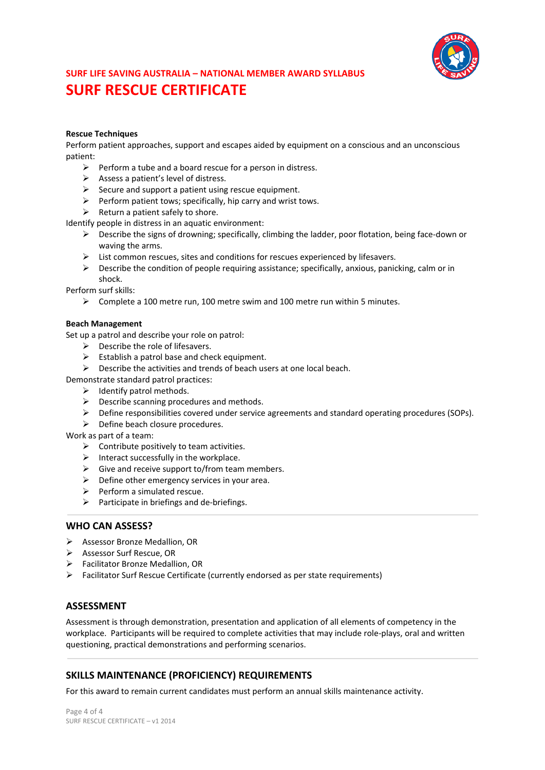## SURF LIFE SAVING AUSTRALIA – NATIONAL MEMBER AWARD SYLLABUS

# SURF RESCUE CERTIFICATE

**Rescue Techniques**

Perform patient approaches, support and escapes aided by equipment on a conscious and an unconscious patient:

- Perform a tube and a board rescue for a person in distress.
- Assess a patient's level of distress.
- Secure and support a patient using rescue equipment.
- Perform patient tows; specifically, hip carry and wrist tows.
- Return a patient safely to shore.

Identify people in distress in an aquatic environment:

- Describe the signs of drowning; specifically, climbing the ladder, poor flotation, being face-down or waving the arms.
- List common rescues, sites and conditions for rescues experienced by lifesavers.
- Describe the condition of people requiring assistance; specifically, anxious, panicking, calm or in shock.

Perform surf skills:

- Complete a 100 metre run, 100 metre swim and 100 metre run within 5 minutes.

**Beach Management**

Set up a patrol and describe your role on patrol:

- Describe the role of lifesavers.
- Establish a patrol base and check equipment.
- Describe the activities and trends of beach users at one local beach.

Demonstrate standard patrol practices:

- Identify patrol methods.
- Describe scanning procedures and methods.
- Define responsibilities covered under service agreements and standard operating procedures (SOPs).
- Define beach closure procedures.

Work as part of a team:

- Contribute positively to team activities.
- Interact successfully in the workplace.
- Give and receive support to/from team members.
- Define other emergency services in your area.
- Perform a simulated rescue.
- Participate in briefings and de-briefings.

## WHO CAN ASSESS?

- Assessor Bronze Medallion, OR
- Assessor Surf Rescue, OR
- Facilitator Bronze Medallion, OR
- Facilitator Surf Rescue Certificate (currently endorsed as per state requirements)

## ASSESSMENT

Assessment is through demonstration, presentation and application of all elements of competency in the workplace. Participants will be required to complete activities that may include role-plays, oral and written questioning, practical demonstrations and performing scenarios.

## SKILLS MAINTENANCE (PROFICIENCY) REQUIREMENTS

For this award to remain current candidates must perform an annual skills maintenance activity.